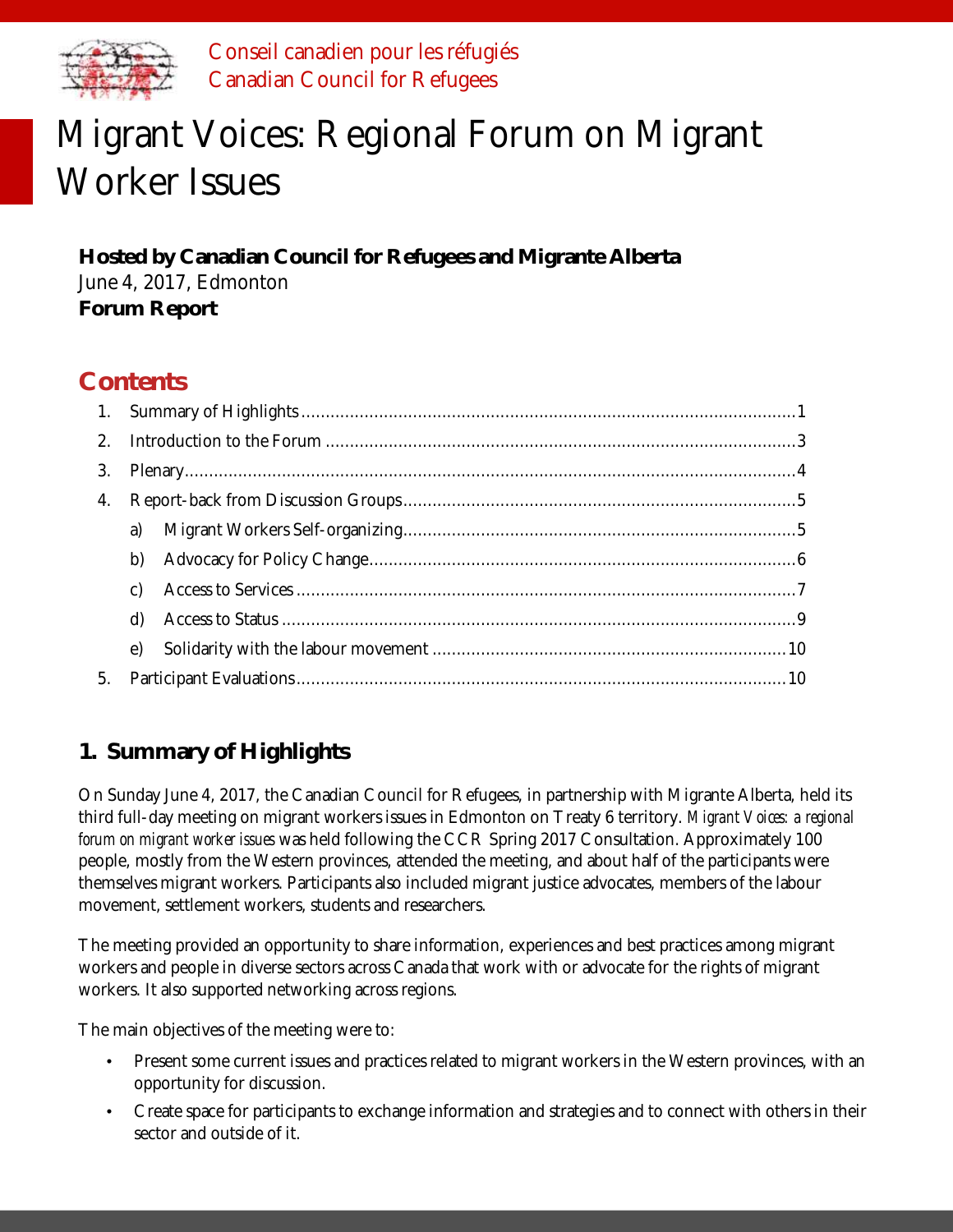Conseil canadien pour les réfugiés
Canadian Council for Refugees

# Migrant Voices: Regional Forum on Migrant Worker Issues

**Hosted by Canadian Council for Refugees and Migrante Alberta**
June 4, 2017, Edmonton
**Forum Report**

## Contents

1. Summary of Highlights ..... 1
2. Introduction to the Forum ..... 3
3. Plenary ..... 4
4. Report-back from Discussion Groups ..... 5
   a) Migrant Workers Self-organizing ..... 5
   b) Advocacy for Policy Change ..... 6
   c) Access to Services ..... 7
   d) Access to Status ..... 9
   e) Solidarity with the labour movement ..... 10
5. Participant Evaluations ..... 10

## 1. Summary of Highlights

On Sunday June 4, 2017, the Canadian Council for Refugees, in partnership with Migrante Alberta, held its third full-day meeting on migrant workers issues in Edmonton on Treaty 6 territory. *Migrant Voices: a regional forum on migrant worker issues* was held following the CCR Spring 2017 Consultation. Approximately 100 people, mostly from the Western provinces, attended the meeting, and about half of the participants were themselves migrant workers. Participants also included migrant justice advocates, members of the labour movement, settlement workers, students and researchers.

The meeting provided an opportunity to share information, experiences and best practices among migrant workers and people in diverse sectors across Canada that work with or advocate for the rights of migrant workers. It also supported networking across regions.

The main objectives of the meeting were to:

- Present some current issues and practices related to migrant workers in the Western provinces, with an opportunity for discussion.
- Create space for participants to exchange information and strategies and to connect with others in their sector and outside of it.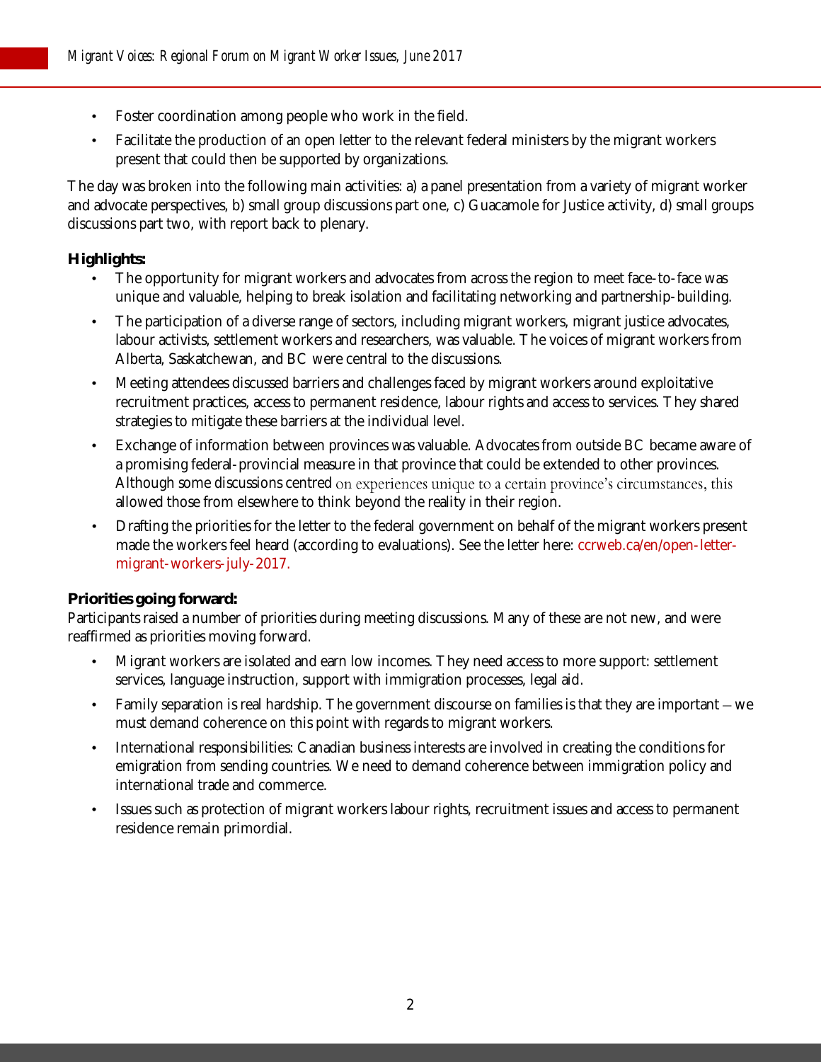- Foster coordination among people who work in the field.
- Facilitate the production of an open letter to the relevant federal ministers by the migrant workers present that could then be supported by organizations.

The day was broken into the following main activities: a) a panel presentation from a variety of migrant worker and advocate perspectives, b) small group discussions part one, c) Guacamole for Justice activity, d) small groups discussions part two, with report back to plenary.

**Highlights:**

- The opportunity for migrant workers and advocates from across the region to meet face-to-face was unique and valuable, helping to break isolation and facilitating networking and partnership-building.
- The participation of a diverse range of sectors, including migrant workers, migrant justice advocates, labour activists, settlement workers and researchers, was valuable. The voices of migrant workers from Alberta, Saskatchewan, and BC were central to the discussions.
- Meeting attendees discussed barriers and challenges faced by migrant workers around exploitative recruitment practices, access to permanent residence, labour rights and access to services. They shared strategies to mitigate these barriers at the individual level.
- Exchange of information between provinces was valuable. Advocates from outside BC became aware of a promising federal-provincial measure in that province that could be extended to other provinces. Although some discussions centred on experiences unique to a certain province's circumstances, this allowed those from elsewhere to think beyond the reality in their region.
- Drafting the priorities for the letter to the federal government on behalf of the migrant workers present made the workers feel heard (according to evaluations). See the letter here: ccrweb.ca/en/open-letter-migrant-workers-july-2017.

**Priorities going forward:**

Participants raised a number of priorities during meeting discussions. Many of these are not new, and were reaffirmed as priorities moving forward.

- Migrant workers are isolated and earn low incomes. They need access to more support: settlement services, language instruction, support with immigration processes, legal aid.
- Family separation is real hardship. The government discourse on families is that they are important – we must demand coherence on this point with regards to migrant workers.
- International responsibilities: Canadian business interests are involved in creating the conditions for emigration from sending countries. We need to demand coherence between immigration policy and international trade and commerce.
- Issues such as protection of migrant workers labour rights, recruitment issues and access to permanent residence remain primordial.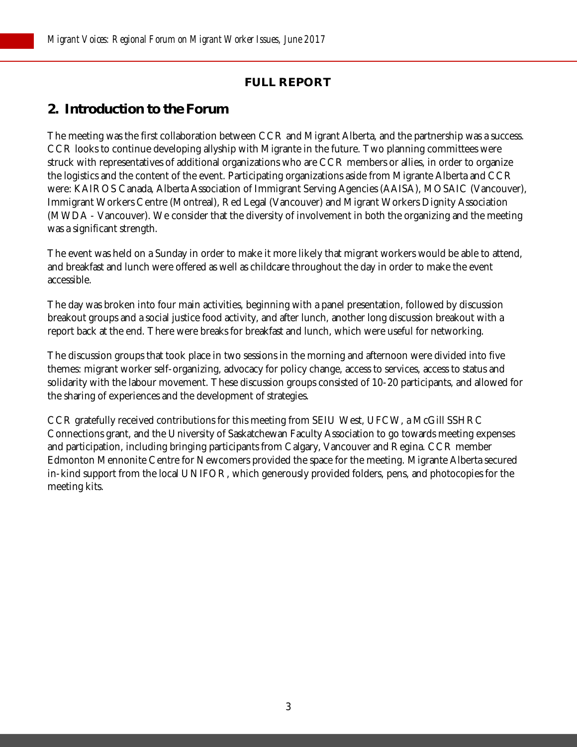**FULL REPORT**

## 2. Introduction to the Forum

The meeting was the first collaboration between CCR and Migrant Alberta, and the partnership was a success. CCR looks to continue developing allyship with Migrante in the future. Two planning committees were struck with representatives of additional organizations who are CCR members or allies, in order to organize the logistics and the content of the event. Participating organizations aside from Migrante Alberta and CCR were: KAIROS Canada, Alberta Association of Immigrant Serving Agencies (AAISA), MOSAIC (Vancouver), Immigrant Workers Centre (Montreal), Red Legal (Vancouver) and Migrant Workers Dignity Association (MWDA - Vancouver). We consider that the diversity of involvement in both the organizing and the meeting was a significant strength.

The event was held on a Sunday in order to make it more likely that migrant workers would be able to attend, and breakfast and lunch were offered as well as childcare throughout the day in order to make the event accessible.

The day was broken into four main activities, beginning with a panel presentation, followed by discussion breakout groups and a social justice food activity, and after lunch, another long discussion breakout with a report back at the end. There were breaks for breakfast and lunch, which were useful for networking.

The discussion groups that took place in two sessions in the morning and afternoon were divided into five themes: migrant worker self-organizing, advocacy for policy change, access to services, access to status and solidarity with the labour movement. These discussion groups consisted of 10-20 participants, and allowed for the sharing of experiences and the development of strategies.

CCR gratefully received contributions for this meeting from SEIU West, UFCW, a McGill SSHRC Connections grant, and the University of Saskatchewan Faculty Association to go towards meeting expenses and participation, including bringing participants from Calgary, Vancouver and Regina. CCR member Edmonton Mennonite Centre for Newcomers provided the space for the meeting. Migrante Alberta secured in-kind support from the local UNIFOR, which generously provided folders, pens, and photocopies for the meeting kits.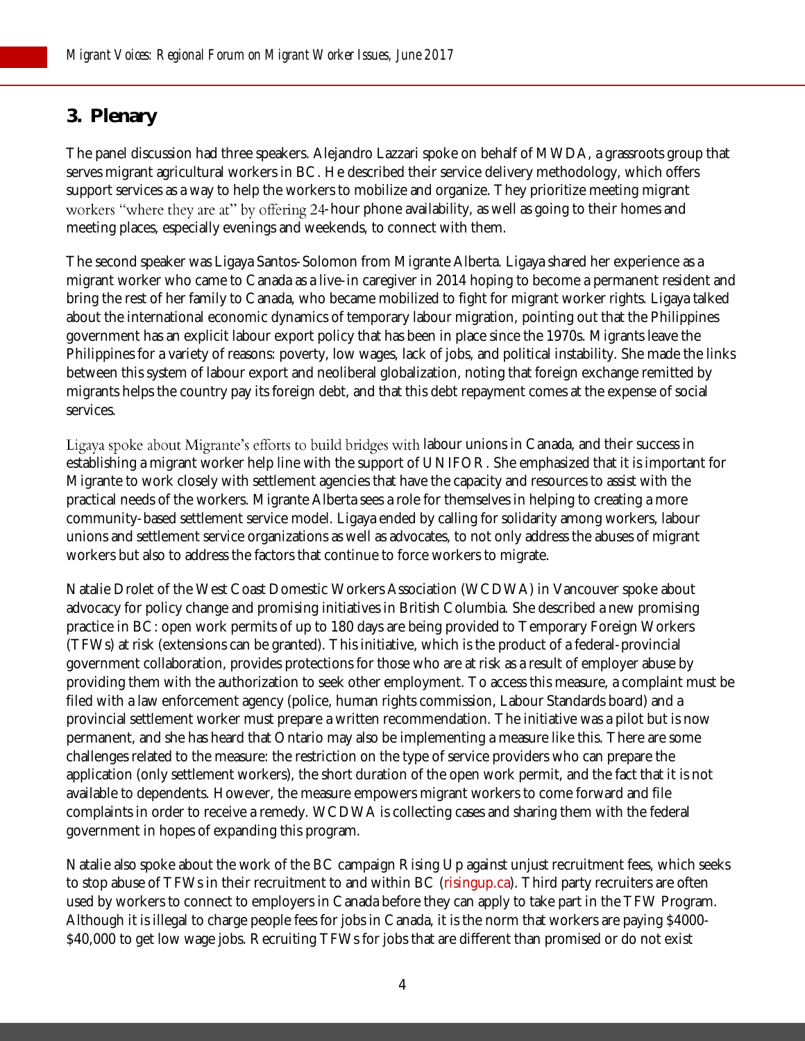## 3. Plenary

The panel discussion had three speakers. Alejandro Lazzari spoke on behalf of MWDA, a grassroots group that serves migrant agricultural workers in BC. He described their service delivery methodology, which offers support services as a way to help the workers to mobilize and organize. They prioritize meeting migrant workers "where they are at" by offering 24-hour phone availability, as well as going to their homes and meeting places, especially evenings and weekends, to connect with them.

The second speaker was Ligaya Santos-Solomon from Migrante Alberta. Ligaya shared her experience as a migrant worker who came to Canada as a live-in caregiver in 2014 hoping to become a permanent resident and bring the rest of her family to Canada, who became mobilized to fight for migrant worker rights. Ligaya talked about the international economic dynamics of temporary labour migration, pointing out that the Philippines government has an explicit labour export policy that has been in place since the 1970s. Migrants leave the Philippines for a variety of reasons: poverty, low wages, lack of jobs, and political instability. She made the links between this system of labour export and neoliberal globalization, noting that foreign exchange remitted by migrants helps the country pay its foreign debt, and that this debt repayment comes at the expense of social services.

Ligaya spoke about Migrante's efforts to build bridges with labour unions in Canada, and their success in establishing a migrant worker help line with the support of UNIFOR. She emphasized that it is important for Migrante to work closely with settlement agencies that have the capacity and resources to assist with the practical needs of the workers. Migrante Alberta sees a role for themselves in helping to creating a more community-based settlement service model. Ligaya ended by calling for solidarity among workers, labour unions and settlement service organizations as well as advocates, to not only address the abuses of migrant workers but also to address the factors that continue to force workers to migrate.

Natalie Drolet of the West Coast Domestic Workers Association (WCDWA) in Vancouver spoke about advocacy for policy change and promising initiatives in British Columbia. She described a new promising practice in BC: open work permits of up to 180 days are being provided to Temporary Foreign Workers (TFWs) at risk (extensions can be granted). This initiative, which is the product of a federal-provincial government collaboration, provides protections for those who are at risk as a result of employer abuse by providing them with the authorization to seek other employment. To access this measure, a complaint must be filed with a law enforcement agency (police, human rights commission, Labour Standards board) and a provincial settlement worker must prepare a written recommendation. The initiative was a pilot but is now permanent, and she has heard that Ontario may also be implementing a measure like this. There are some challenges related to the measure: the restriction on the type of service providers who can prepare the application (only settlement workers), the short duration of the open work permit, and the fact that it is not available to dependents. However, the measure empowers migrant workers to come forward and file complaints in order to receive a remedy. WCDWA is collecting cases and sharing them with the federal government in hopes of expanding this program.

Natalie also spoke about the work of the BC campaign Rising Up against unjust recruitment fees, which seeks to stop abuse of TFWs in their recruitment to and within BC (risingup.ca). Third party recruiters are often used by workers to connect to employers in Canada before they can apply to take part in the TFW Program. Although it is illegal to charge people fees for jobs in Canada, it is the norm that workers are paying $4000-$40,000 to get low wage jobs. Recruiting TFWs for jobs that are different than promised or do not exist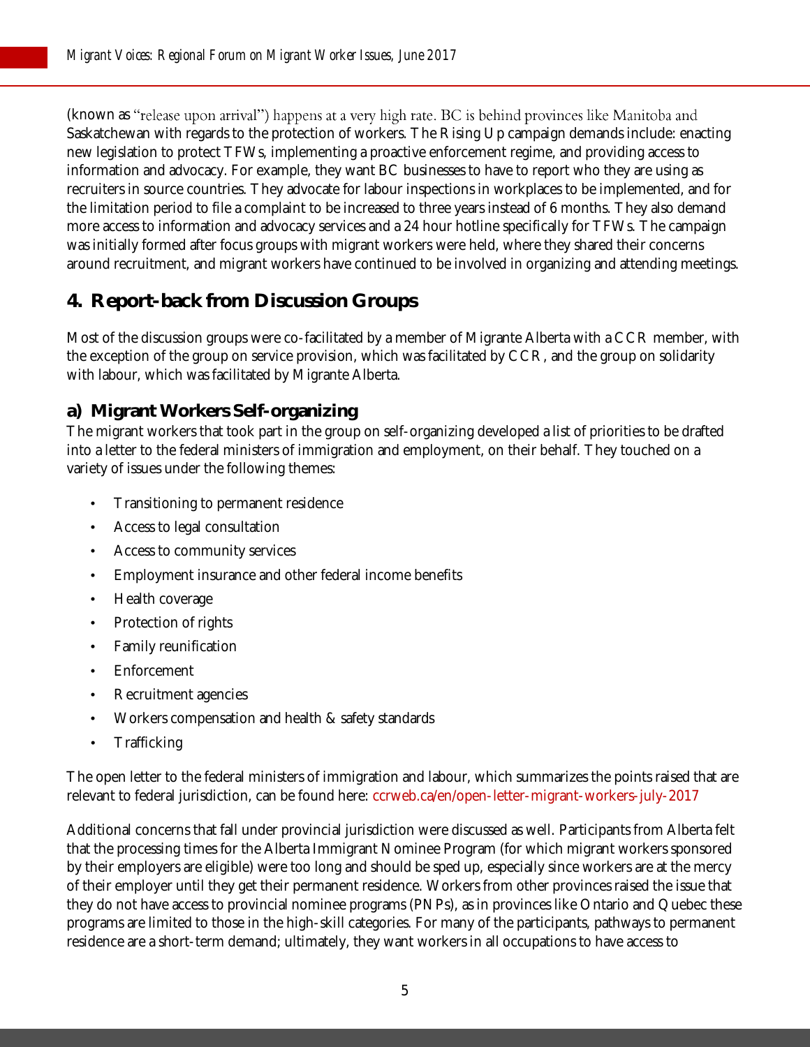(known as "release upon arrival") happens at a very high rate. BC is behind provinces like Manitoba and Saskatchewan with regards to the protection of workers. The Rising Up campaign demands include: enacting new legislation to protect TFWs, implementing a proactive enforcement regime, and providing access to information and advocacy. For example, they want BC businesses to have to report who they are using as recruiters in source countries. They advocate for labour inspections in workplaces to be implemented, and for the limitation period to file a complaint to be increased to three years instead of 6 months. They also demand more access to information and advocacy services and a 24 hour hotline specifically for TFWs. The campaign was initially formed after focus groups with migrant workers were held, where they shared their concerns around recruitment, and migrant workers have continued to be involved in organizing and attending meetings.

## 4. Report-back from Discussion Groups

Most of the discussion groups were co-facilitated by a member of Migrante Alberta with a CCR member, with the exception of the group on service provision, which was facilitated by CCR, and the group on solidarity with labour, which was facilitated by Migrante Alberta.

### a) Migrant Workers Self-organizing

The migrant workers that took part in the group on self-organizing developed a list of priorities to be drafted into a letter to the federal ministers of immigration and employment, on their behalf. They touched on a variety of issues under the following themes:

- Transitioning to permanent residence
- Access to legal consultation
- Access to community services
- Employment insurance and other federal income benefits
- Health coverage
- Protection of rights
- Family reunification
- Enforcement
- Recruitment agencies
- Workers compensation and health & safety standards
- Trafficking

The open letter to the federal ministers of immigration and labour, which summarizes the points raised that are relevant to federal jurisdiction, can be found here: ccrweb.ca/en/open-letter-migrant-workers-july-2017

Additional concerns that fall under provincial jurisdiction were discussed as well. Participants from Alberta felt that the processing times for the Alberta Immigrant Nominee Program (for which migrant workers sponsored by their employers are eligible) were too long and should be sped up, especially since workers are at the mercy of their employer until they get their permanent residence. Workers from other provinces raised the issue that they do not have access to provincial nominee programs (PNPs), as in provinces like Ontario and Quebec these programs are limited to those in the high-skill categories. For many of the participants, pathways to permanent residence are a short-term demand; ultimately, they want workers in all occupations to have access to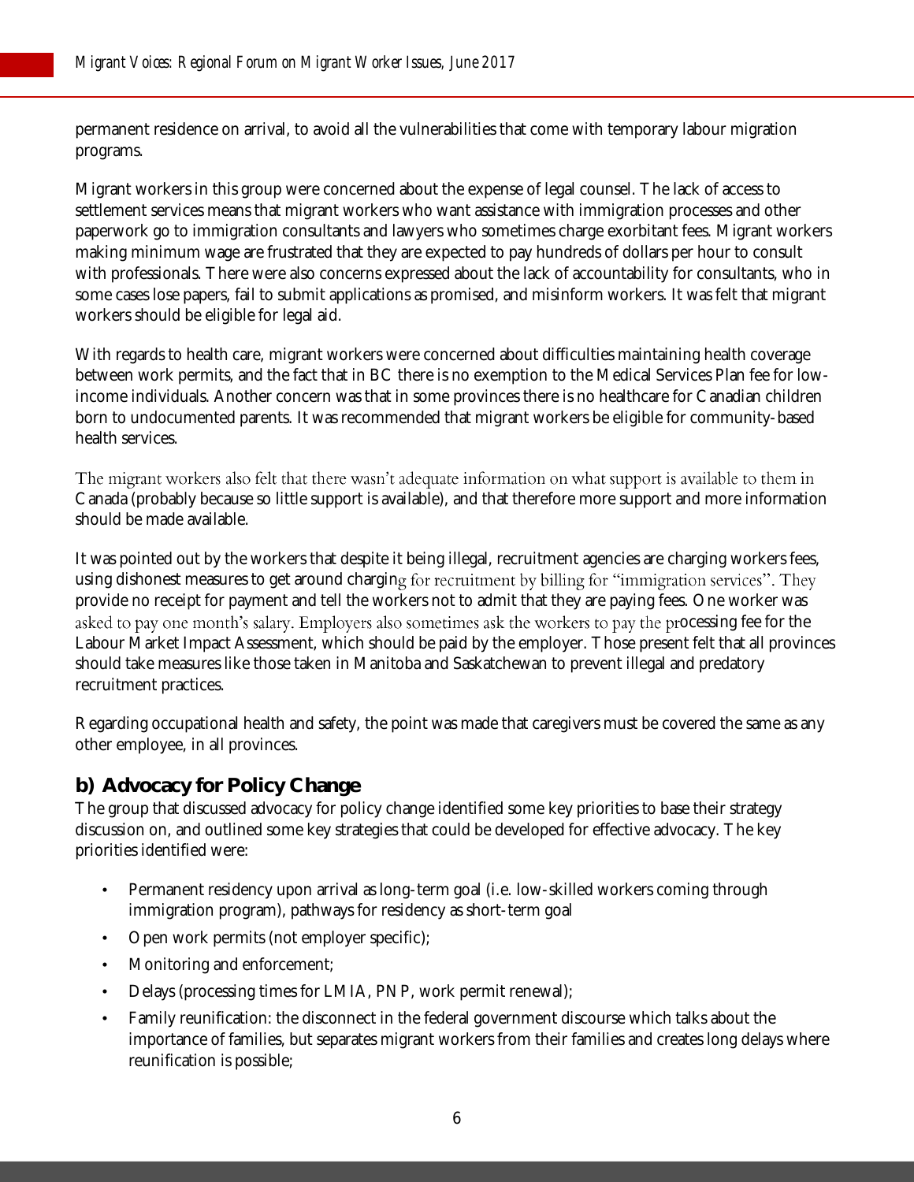permanent residence on arrival, to avoid all the vulnerabilities that come with temporary labour migration programs.

Migrant workers in this group were concerned about the expense of legal counsel. The lack of access to settlement services means that migrant workers who want assistance with immigration processes and other paperwork go to immigration consultants and lawyers who sometimes charge exorbitant fees. Migrant workers making minimum wage are frustrated that they are expected to pay hundreds of dollars per hour to consult with professionals. There were also concerns expressed about the lack of accountability for consultants, who in some cases lose papers, fail to submit applications as promised, and misinform workers. It was felt that migrant workers should be eligible for legal aid.

With regards to health care, migrant workers were concerned about difficulties maintaining health coverage between work permits, and the fact that in BC there is no exemption to the Medical Services Plan fee for low-income individuals. Another concern was that in some provinces there is no healthcare for Canadian children born to undocumented parents. It was recommended that migrant workers be eligible for community-based health services.

The migrant workers also felt that there wasn't adequate information on what support is available to them in Canada (probably because so little support is available), and that therefore more support and more information should be made available.

It was pointed out by the workers that despite it being illegal, recruitment agencies are charging workers fees, using dishonest measures to get around charging for recruitment by billing for "immigration services". They provide no receipt for payment and tell the workers not to admit that they are paying fees. One worker was asked to pay one month's salary. Employers also sometimes ask the workers to pay the processing fee for the Labour Market Impact Assessment, which should be paid by the employer. Those present felt that all provinces should take measures like those taken in Manitoba and Saskatchewan to prevent illegal and predatory recruitment practices.

Regarding occupational health and safety, the point was made that caregivers must be covered the same as any other employee, in all provinces.

### b) Advocacy for Policy Change

The group that discussed advocacy for policy change identified some key priorities to base their strategy discussion on, and outlined some key strategies that could be developed for effective advocacy. The key priorities identified were:

- Permanent residency upon arrival as long-term goal (i.e. low-skilled workers coming through immigration program), pathways for residency as short-term goal
- Open work permits (not employer specific);
- Monitoring and enforcement;
- Delays (processing times for LMIA, PNP, work permit renewal);
- Family reunification: the disconnect in the federal government discourse which talks about the importance of families, but separates migrant workers from their families and creates long delays where reunification is possible;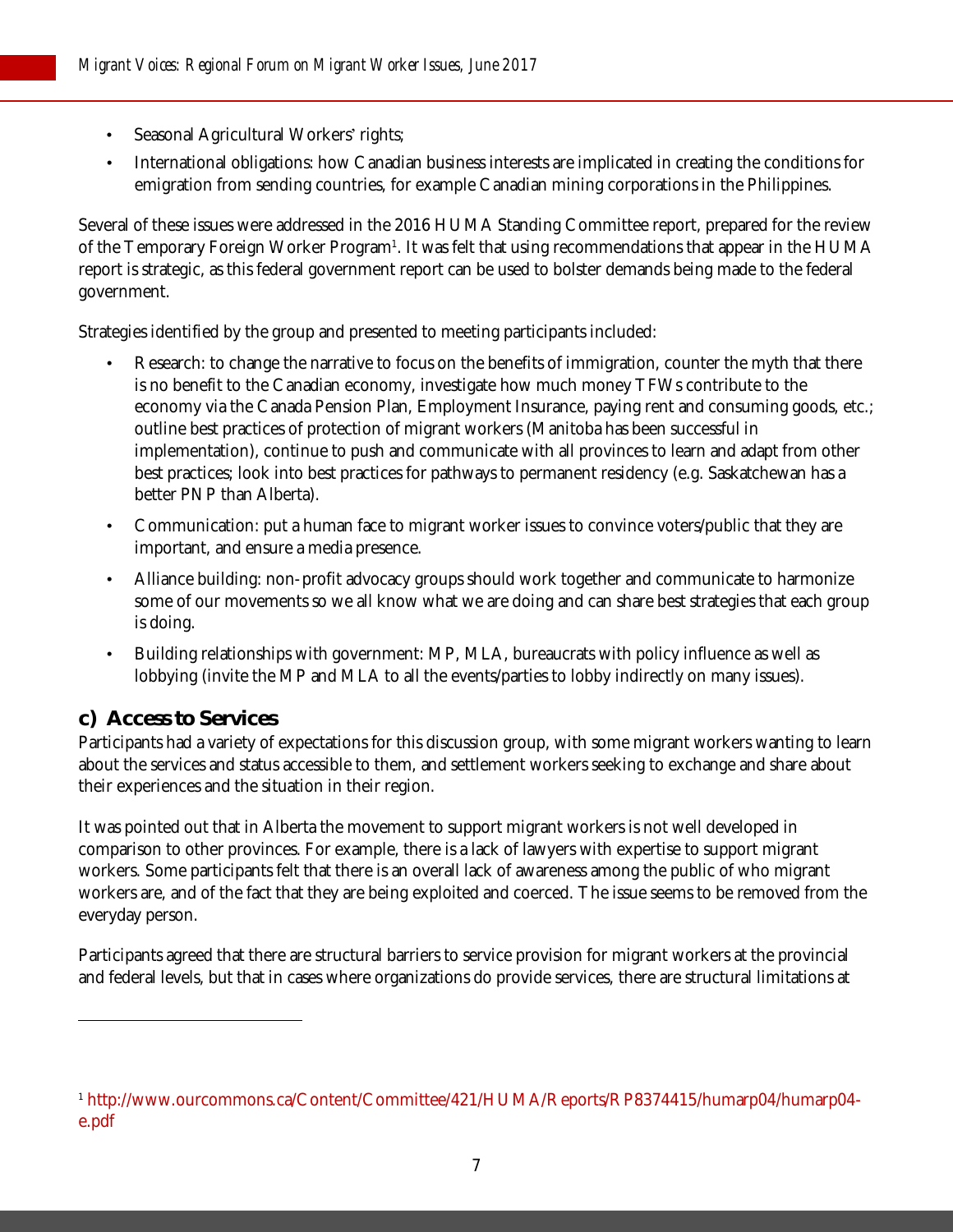- Seasonal Agricultural Workers' rights;
- International obligations: how Canadian business interests are implicated in creating the conditions for emigration from sending countries, for example Canadian mining corporations in the Philippines.

Several of these issues were addressed in the 2016 HUMA Standing Committee report, prepared for the review of the Temporary Foreign Worker Program[1]. It was felt that using recommendations that appear in the HUMA report is strategic, as this federal government report can be used to bolster demands being made to the federal government.

Strategies identified by the group and presented to meeting participants included:

- Research: to change the narrative to focus on the benefits of immigration, counter the myth that there is no benefit to the Canadian economy, investigate how much money TFWs contribute to the economy via the Canada Pension Plan, Employment Insurance, paying rent and consuming goods, etc.; outline best practices of protection of migrant workers (Manitoba has been successful in implementation), continue to push and communicate with all provinces to learn and adapt from other best practices; look into best practices for pathways to permanent residency (e.g. Saskatchewan has a better PNP than Alberta).
- Communication: put a human face to migrant worker issues to convince voters/public that they are important, and ensure a media presence.
- Alliance building: non-profit advocacy groups should work together and communicate to harmonize some of our movements so we all know what we are doing and can share best strategies that each group is doing.
- Building relationships with government: MP, MLA, bureaucrats with policy influence as well as lobbying (invite the MP and MLA to all the events/parties to lobby indirectly on many issues).

## c) Access to Services

Participants had a variety of expectations for this discussion group, with some migrant workers wanting to learn about the services and status accessible to them, and settlement workers seeking to exchange and share about their experiences and the situation in their region.

It was pointed out that in Alberta the movement to support migrant workers is not well developed in comparison to other provinces. For example, there is a lack of lawyers with expertise to support migrant workers. Some participants felt that there is an overall lack of awareness among the public of who migrant workers are, and of the fact that they are being exploited and coerced. The issue seems to be removed from the everyday person.

Participants agreed that there are structural barriers to service provision for migrant workers at the provincial and federal levels, but that in cases where organizations do provide services, there are structural limitations at

---

[1] http://www.ourcommons.ca/Content/Committee/421/HUMA/Reports/RP8374415/humarp04/humarp04-e.pdf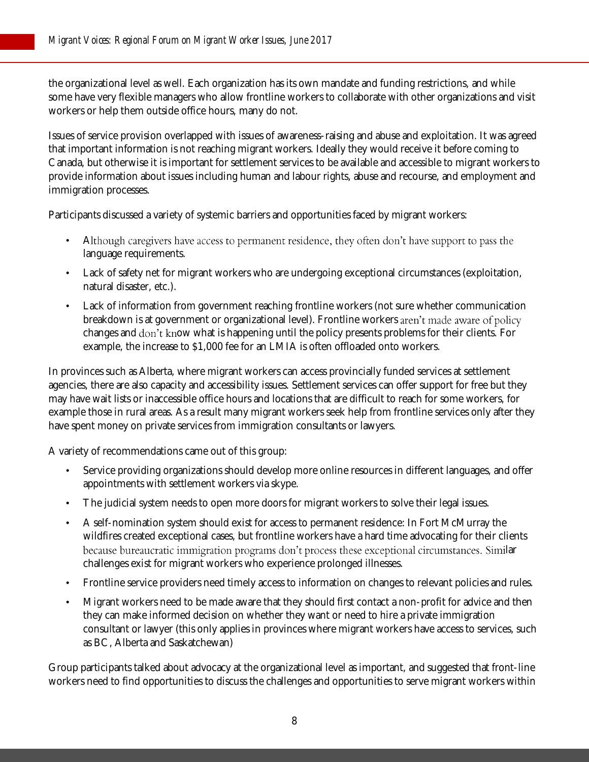the organizational level as well. Each organization has its own mandate and funding restrictions, and while some have very flexible managers who allow frontline workers to collaborate with other organizations and visit workers or help them outside office hours, many do not.

Issues of service provision overlapped with issues of awareness-raising and abuse and exploitation. It was agreed that important information is not reaching migrant workers. Ideally they would receive it before coming to Canada, but otherwise it is important for settlement services to be available and accessible to migrant workers to provide information about issues including human and labour rights, abuse and recourse, and employment and immigration processes.

Participants discussed a variety of systemic barriers and opportunities faced by migrant workers:

- Although caregivers have access to permanent residence, they often don't have support to pass the language requirements.
- Lack of safety net for migrant workers who are undergoing exceptional circumstances (exploitation, natural disaster, etc.).
- Lack of information from government reaching frontline workers (not sure whether communication breakdown is at government or organizational level). Frontline workers aren't made aware of policy changes and don't know what is happening until the policy presents problems for their clients. For example, the increase to $1,000 fee for an LMIA is often offloaded onto workers.

In provinces such as Alberta, where migrant workers can access provincially funded services at settlement agencies, there are also capacity and accessibility issues. Settlement services can offer support for free but they may have wait lists or inaccessible office hours and locations that are difficult to reach for some workers, for example those in rural areas. As a result many migrant workers seek help from frontline services only after they have spent money on private services from immigration consultants or lawyers.

A variety of recommendations came out of this group:

- Service providing organizations should develop more online resources in different languages, and offer appointments with settlement workers via skype.
- The judicial system needs to open more doors for migrant workers to solve their legal issues.
- A self-nomination system should exist for access to permanent residence: In Fort McMurray the wildfires created exceptional cases, but frontline workers have a hard time advocating for their clients because bureaucratic immigration programs don't process these exceptional circumstances. Similar challenges exist for migrant workers who experience prolonged illnesses.
- Frontline service providers need timely access to information on changes to relevant policies and rules.
- Migrant workers need to be made aware that they should first contact a non-profit for advice and then they can make informed decision on whether they want or need to hire a private immigration consultant or lawyer (this only applies in provinces where migrant workers have access to services, such as BC, Alberta and Saskatchewan)

Group participants talked about advocacy at the organizational level as important, and suggested that front-line workers need to find opportunities to discuss the challenges and opportunities to serve migrant workers within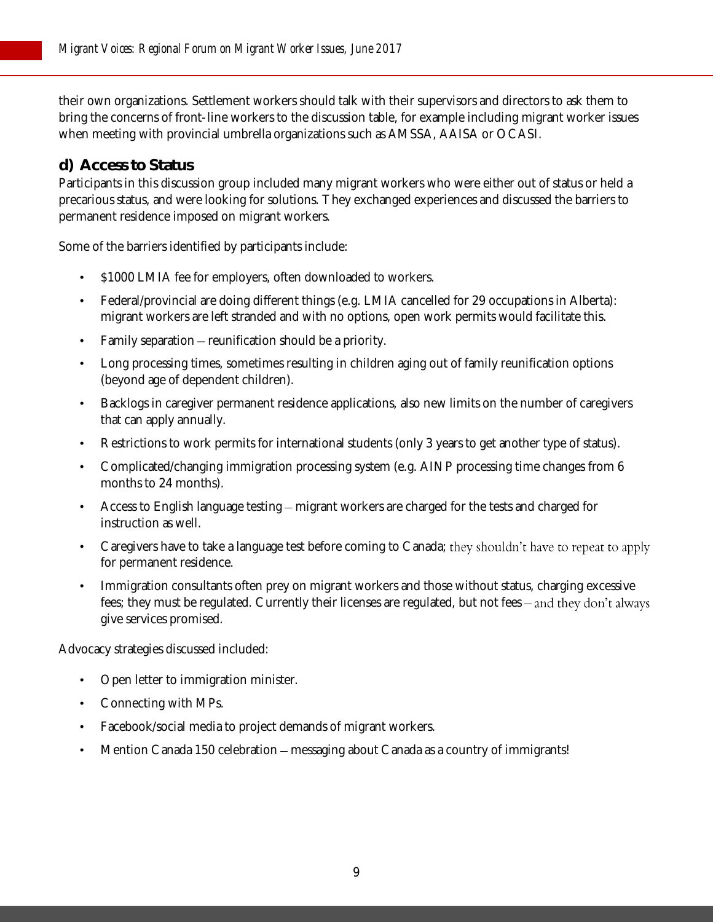their own organizations. Settlement workers should talk with their supervisors and directors to ask them to bring the concerns of front-line workers to the discussion table, for example including migrant worker issues when meeting with provincial umbrella organizations such as AMSSA, AAISA or OCASI.

## d) Access to Status

Participants in this discussion group included many migrant workers who were either out of status or held a precarious status, and were looking for solutions. They exchanged experiences and discussed the barriers to permanent residence imposed on migrant workers.

Some of the barriers identified by participants include:

- $1000 LMIA fee for employers, often downloaded to workers.
- Federal/provincial are doing different things (e.g. LMIA cancelled for 29 occupations in Alberta): migrant workers are left stranded and with no options, open work permits would facilitate this.
- Family separation – reunification should be a priority.
- Long processing times, sometimes resulting in children aging out of family reunification options (beyond age of dependent children).
- Backlogs in caregiver permanent residence applications, also new limits on the number of caregivers that can apply annually.
- Restrictions to work permits for international students (only 3 years to get another type of status).
- Complicated/changing immigration processing system (e.g. AINP processing time changes from 6 months to 24 months).
- Access to English language testing – migrant workers are charged for the tests and charged for instruction as well.
- Caregivers have to take a language test before coming to Canada; they shouldn't have to repeat to apply for permanent residence.
- Immigration consultants often prey on migrant workers and those without status, charging excessive fees; they must be regulated. Currently their licenses are regulated, but not fees – and they don't always give services promised.

Advocacy strategies discussed included:

- Open letter to immigration minister.
- Connecting with MPs.
- Facebook/social media to project demands of migrant workers.
- Mention Canada 150 celebration – messaging about Canada as a country of immigrants!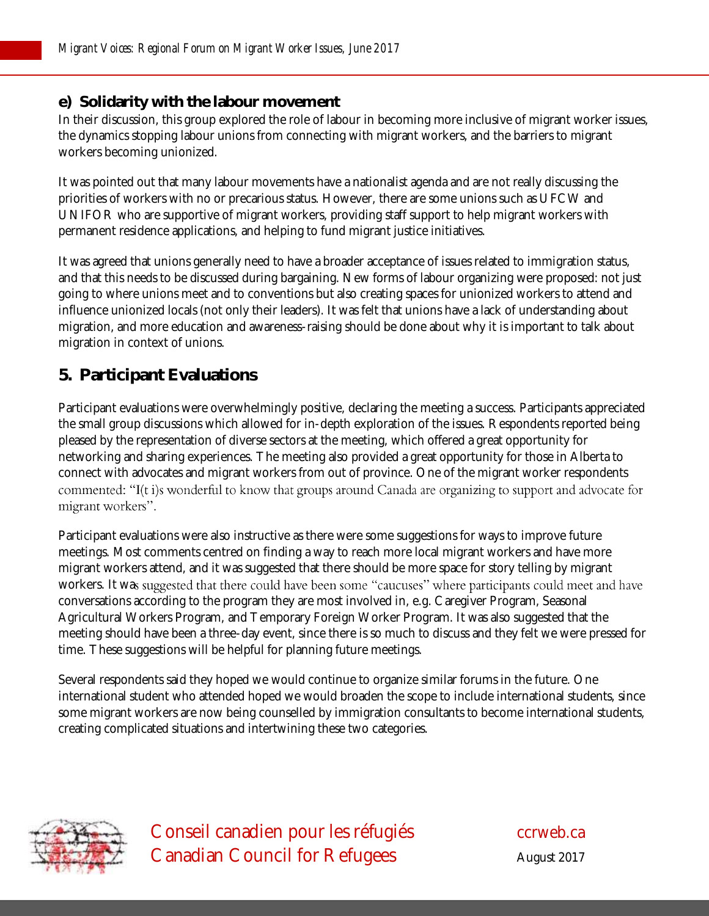### e) Solidarity with the labour movement

In their discussion, this group explored the role of labour in becoming more inclusive of migrant worker issues, the dynamics stopping labour unions from connecting with migrant workers, and the barriers to migrant workers becoming unionized.

It was pointed out that many labour movements have a nationalist agenda and are not really discussing the priorities of workers with no or precarious status. However, there are some unions such as UFCW and UNIFOR who are supportive of migrant workers, providing staff support to help migrant workers with permanent residence applications, and helping to fund migrant justice initiatives.

It was agreed that unions generally need to have a broader acceptance of issues related to immigration status, and that this needs to be discussed during bargaining. New forms of labour organizing were proposed: not just going to where unions meet and to conventions but also creating spaces for unionized workers to attend and influence unionized locals (not only their leaders). It was felt that unions have a lack of understanding about migration, and more education and awareness-raising should be done about why it is important to talk about migration in context of unions.

## 5. Participant Evaluations

Participant evaluations were overwhelmingly positive, declaring the meeting a success. Participants appreciated the small group discussions which allowed for in-depth exploration of the issues. Respondents reported being pleased by the representation of diverse sectors at the meeting, which offered a great opportunity for networking and sharing experiences. The meeting also provided a great opportunity for those in Alberta to connect with advocates and migrant workers from out of province. One of the migrant worker respondents commented: "I(t i)s wonderful to know that groups around Canada are organizing to support and advocate for migrant workers".

Participant evaluations were also instructive as there were some suggestions for ways to improve future meetings. Most comments centred on finding a way to reach more local migrant workers and have more migrant workers attend, and it was suggested that there should be more space for story telling by migrant workers. It was suggested that there could have been some "caucuses" where participants could meet and have conversations according to the program they are most involved in, e.g. Caregiver Program, Seasonal Agricultural Workers Program, and Temporary Foreign Worker Program. It was also suggested that the meeting should have been a three-day event, since there is so much to discuss and they felt we were pressed for time. These suggestions will be helpful for planning future meetings.

Several respondents said they hoped we would continue to organize similar forums in the future. One international student who attended hoped we would broaden the scope to include international students, since some migrant workers are now being counselled by immigration consultants to become international students, creating complicated situations and intertwining these two categories.